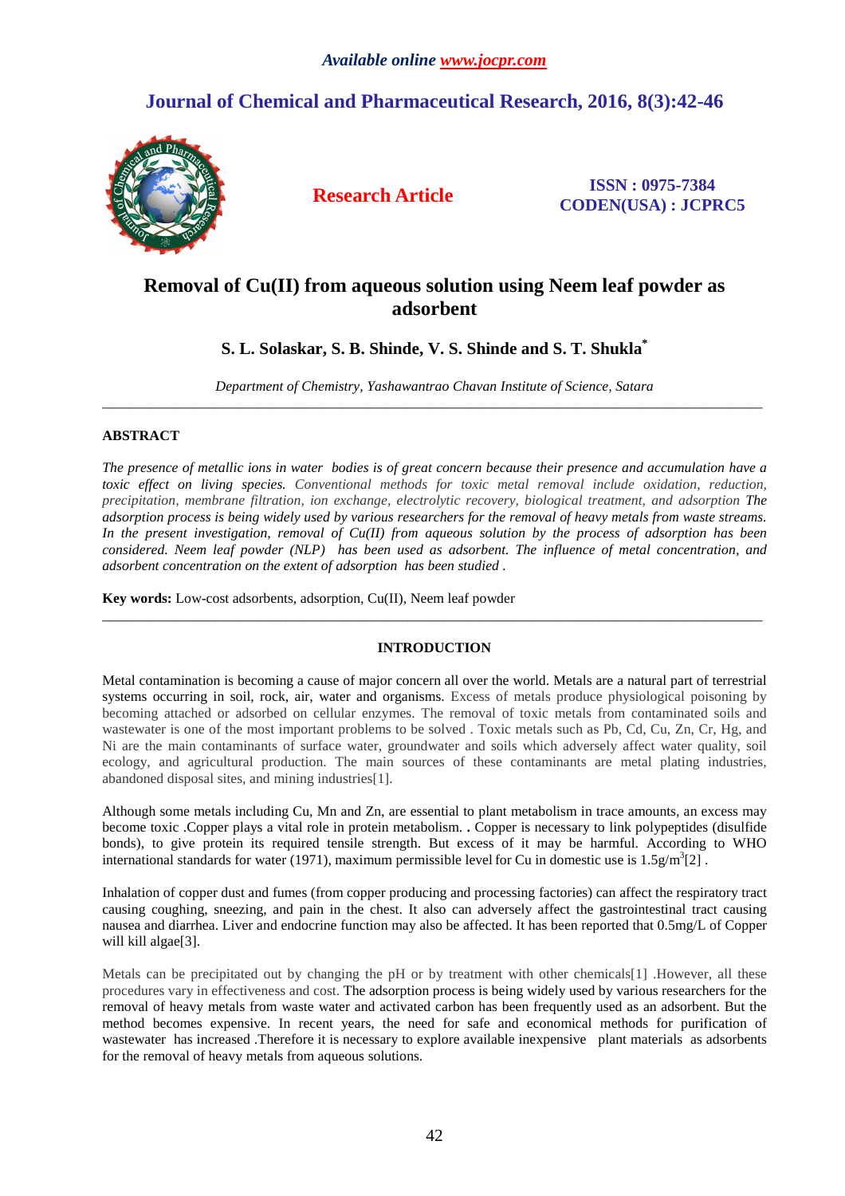# Removal of Cu(II) from aqueous solution using Neem leaf powder as adsorbent

**S. L. Solaskar, S. B. Shinde, V. S. Shinde and S. T. Shukla***

*Department of Chemistry, Yashawantrao Chavan Institute of Science, Satara*

---

## ABSTRACT

*The presence of metallic ions in water bodies is of great concern because their presence and accumulation have a toxic effect on living species. Conventional methods for toxic metal removal include oxidation, reduction, precipitation, membrane filtration, ion exchange, electrolytic recovery, biological treatment, and adsorption The adsorption process is being widely used by various researchers for the removal of heavy metals from waste streams. In the present investigation, removal of Cu(II) from aqueous solution by the process of adsorption has been considered. Neem leaf powder (NLP) has been used as adsorbent. The influence of metal concentration, and adsorbent concentration on the extent of adsorption has been studied .*

**Key words:** Low-cost adsorbents, adsorption, Cu(II), Neem leaf powder

---

## INTRODUCTION

Metal contamination is becoming a cause of major concern all over the world. Metals are a natural part of terrestrial systems occurring in soil, rock, air, water and organisms. Excess of metals produce physiological poisoning by becoming attached or adsorbed on cellular enzymes. The removal of toxic metals from contaminated soils and wastewater is one of the most important problems to be solved . Toxic metals such as Pb, Cd, Cu, Zn, Cr, Hg, and Ni are the main contaminants of surface water, groundwater and soils which adversely affect water quality, soil ecology, and agricultural production. The main sources of these contaminants are metal plating industries, abandoned disposal sites, and mining industries[1].

Although some metals including Cu, Mn and Zn, are essential to plant metabolism in trace amounts, an excess may become toxic .Copper plays a vital role in protein metabolism. . Copper is necessary to link polypeptides (disulfide bonds), to give protein its required tensile strength. But excess of it may be harmful. According to WHO international standards for water (1971), maximum permissible level for Cu in domestic use is $1.5 g/m^3$[2] .

Inhalation of copper dust and fumes (from copper producing and processing factories) can affect the respiratory tract causing coughing, sneezing, and pain in the chest. It also can adversely affect the gastrointestinal tract causing nausea and diarrhea. Liver and endocrine function may also be affected. It has been reported that 0.5mg/L of Copper will kill algae[3].

Metals can be precipitated out by changing the pH or by treatment with other chemicals[1] .However, all these procedures vary in effectiveness and cost. The adsorption process is being widely used by various researchers for the removal of heavy metals from waste water and activated carbon has been frequently used as an adsorbent. But the method becomes expensive. In recent years, the need for safe and economical methods for purification of wastewater has increased .Therefore it is necessary to explore available inexpensive plant materials as adsorbents for the removal of heavy metals from aqueous solutions.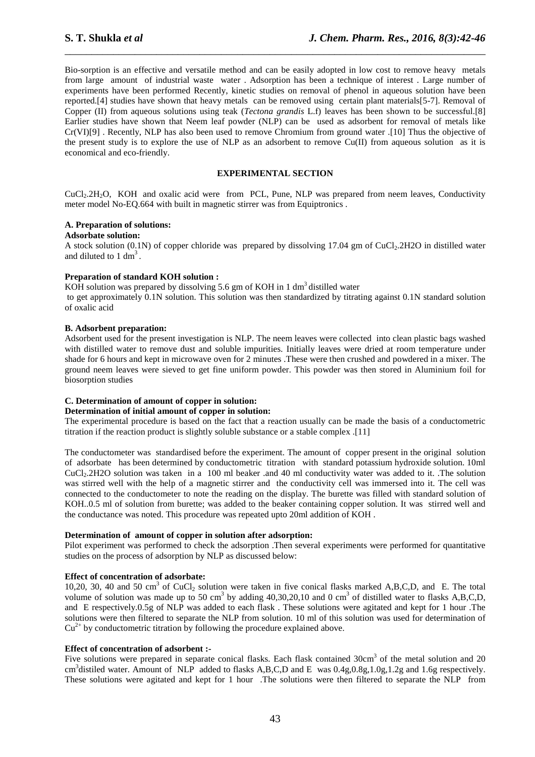Bio-sorption is an effective and versatile method and can be easily adopted in low cost to remove heavy metals from large amount of industrial waste water . Adsorption has been a technique of interest . Large number of experiments have been performed Recently, kinetic studies on removal of phenol in aqueous solution have been reported.[4] studies have shown that heavy metals can be removed using certain plant materials[5-7]. Removal of Copper (II) from aqueous solutions using teak (*Tectona grandis* L.f) leaves has been shown to be successful.[8] Earlier studies have shown that Neem leaf powder (NLP) can be used as adsorbent for removal of metals like Cr(VI)[9] . Recently, NLP has also been used to remove Chromium from ground water .[10] Thus the objective of the present study is to explore the use of NLP as an adsorbent to remove Cu(II) from aqueous solution as it is economical and eco-friendly.

## EXPERIMENTAL SECTION

$CuCl_2.2H_2O$, KOH and oxalic acid were from PCL, Pune, NLP was prepared from neem leaves, Conductivity meter model No-EQ.664 with built in magnetic stirrer was from Equiptronics .

### A. Preparation of solutions:

**Adsorbate solution:**

A stock solution (0.1N) of copper chloride was prepared by dissolving 17.04 gm of $CuCl_2.2H2O$ in distilled water and diluted to 1 $dm^3$ .

**Preparation of standard KOH solution :**

KOH solution was prepared by dissolving 5.6 gm of KOH in 1 $dm^3$ distilled water to get approximately 0.1N solution. This solution was then standardized by titrating against 0.1N standard solution of oxalic acid

### B. Adsorbent preparation:

Adsorbent used for the present investigation is NLP. The neem leaves were collected into clean plastic bags washed with distilled water to remove dust and soluble impurities. Initially leaves were dried at room temperature under shade for 6 hours and kept in microwave oven for 2 minutes .These were then crushed and powdered in a mixer. The ground neem leaves were sieved to get fine uniform powder. This powder was then stored in Aluminium foil for biosorption studies

### C. Determination of amount of copper in solution:

**Determination of initial amount of copper in solution:**

The experimental procedure is based on the fact that a reaction usually can be made the basis of a conductometric titration if the reaction product is slightly soluble substance or a stable complex .[11]

The conductometer was standardised before the experiment. The amount of copper present in the original solution of adsorbate has been determined by conductometric titration with standard potassium hydroxide solution. 10ml $CuCl_2.2H2O$ solution was taken in a 100 ml beaker .and 40 ml conductivity water was added to it. .The solution was stirred well with the help of a magnetic stirrer and the conductivity cell was immersed into it. The cell was connected to the conductometer to note the reading on the display. The burette was filled with standard solution of KOH..0.5 ml of solution from burette; was added to the beaker containing copper solution. It was stirred well and the conductance was noted. This procedure was repeated upto 20ml addition of KOH .

**Determination of amount of copper in solution after adsorption:**

Pilot experiment was performed to check the adsorption .Then several experiments were performed for quantitative studies on the process of adsorption by NLP as discussed below:

**Effect of concentration of adsorbate:**

10,20, 30, 40 and 50 $cm^3$ of $CuCl_2$ solution were taken in five conical flasks marked A,B,C,D, and E. The total volume of solution was made up to 50 $cm^3$ by adding 40,30,20,10 and 0 $cm^3$ of distilled water to flasks A,B,C,D, and E respectively.0.5g of NLP was added to each flask . These solutions were agitated and kept for 1 hour .The solutions were then filtered to separate the NLP from solution. 10 ml of this solution was used for determination of $Cu^{2+}$ by conductometric titration by following the procedure explained above.

**Effect of concentration of adsorbent :-**

Five solutions were prepared in separate conical flasks. Each flask contained 30$cm^3$ of the metal solution and 20 $cm^3$distiled water. Amount of NLP added to flasks A,B,C,D and E was 0.4g,0.8g,1.0g,1.2g and 1.6g respectively. These solutions were agitated and kept for 1 hour .The solutions were then filtered to separate the NLP from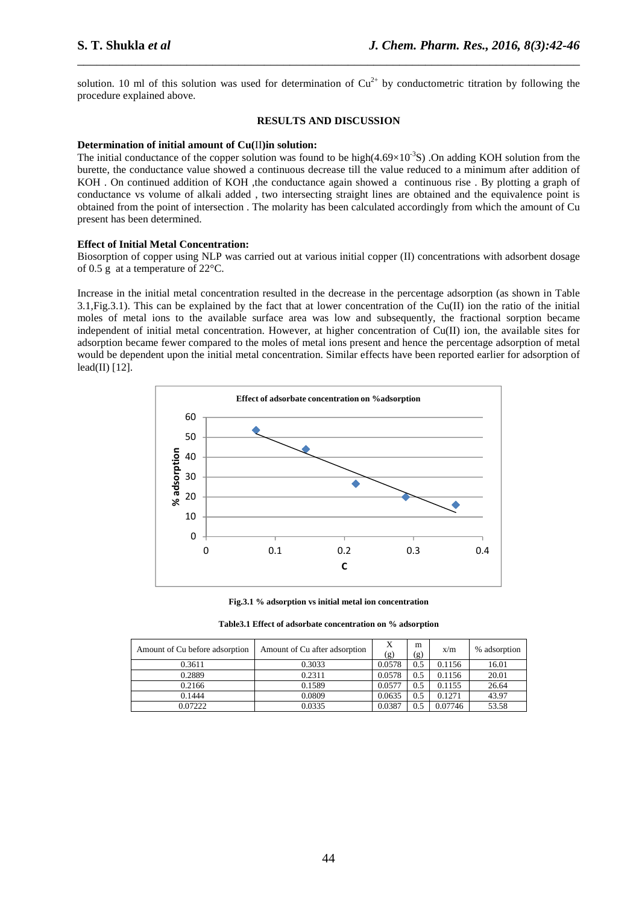solution. 10 ml of this solution was used for determination of $Cu^{2+}$ by conductometric titration by following the procedure explained above.

## RESULTS AND DISCUSSION

**Determination of initial amount of Cu(II) in solution:**

The initial conductance of the copper solution was found to be high($4.69\times10^{-3}$S) .On adding KOH solution from the burette, the conductance value showed a continuous decrease till the value reduced to a minimum after addition of KOH . On continued addition of KOH ,the conductance again showed a continuous rise . By plotting a graph of conductance vs volume of alkali added , two intersecting straight lines are obtained and the equivalence point is obtained from the point of intersection . The molarity has been calculated accordingly from which the amount of Cu present has been determined.

**Effect of Initial Metal Concentration:**

Biosorption of copper using NLP was carried out at various initial copper (II) concentrations with adsorbent dosage of 0.5 g at a temperature of 22°C.

Increase in the initial metal concentration resulted in the decrease in the percentage adsorption (as shown in Table 3.1,Fig.3.1). This can be explained by the fact that at lower concentration of the Cu(II) ion the ratio of the initial moles of metal ions to the available surface area was low and subsequently, the fractional sorption became independent of initial metal concentration. However, at higher concentration of Cu(II) ion, the available sites for adsorption became fewer compared to the moles of metal ions present and hence the percentage adsorption of metal would be dependent upon the initial metal concentration. Similar effects have been reported earlier for adsorption of lead(II) [12].

Effect of adsorbate concentration on %adsorption

**Fig.3.1 % adsorption vs initial metal ion concentration**

**Table3.1 Effect of adsorbate concentration on % adsorption**

| Amount of Cu before adsorption | Amount of Cu after adsorption | X (g) | m (g) | x/m | % adsorption |
|---|---|---|---|---|---|
| 0.3611 | 0.3033 | 0.0578 | 0.5 | 0.1156 | 16.01 |
| 0.2889 | 0.2311 | 0.0578 | 0.5 | 0.1156 | 20.01 |
| 0.2166 | 0.1589 | 0.0577 | 0.5 | 0.1155 | 26.64 |
| 0.1444 | 0.0809 | 0.0635 | 0.5 | 0.1271 | 43.97 |
| 0.07222 | 0.0335 | 0.0387 | 0.5 | 0.07746 | 53.58 |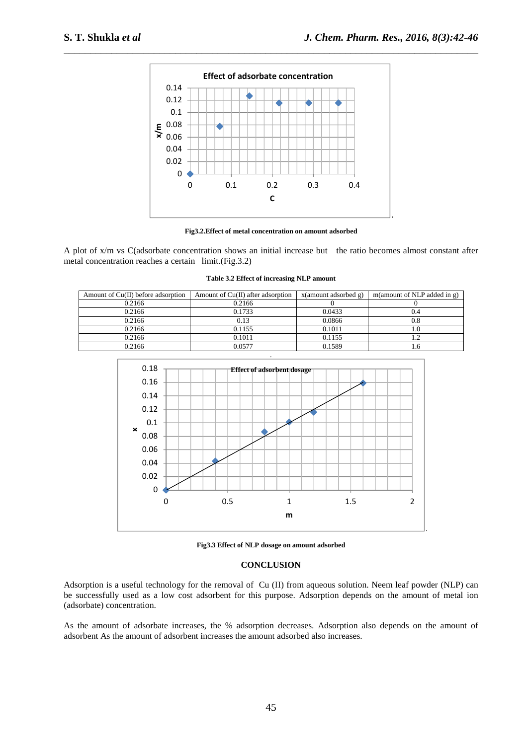Fig3.2.Effect of metal concentration on amount adsorbed

A plot of x/m vs C(adsorbate concentration shows an initial increase but the ratio becomes almost constant after metal concentration reaches a certain limit.(Fig.3.2)

**Table 3.2 Effect of increasing NLP amount**

| Amount of Cu(II) before adsorption | Amount of Cu(II) after adsorption | x(amount adsorbed g) | m(amount of NLP added in g) |
|---|---|---|---|
| 0.2166 | 0.2166 | 0 | 0 |
| 0.2166 | 0.1733 | 0.0433 | 0.4 |
| 0.2166 | 0.13 | 0.0866 | 0.8 |
| 0.2166 | 0.1155 | 0.1011 | 1.0 |
| 0.2166 | 0.1011 | 0.1155 | 1.2 |
| 0.2166 | 0.0577 | 0.1589 | 1.6 |

Fig3.3 Effect of NLP dosage on amount adsorbed

## CONCLUSION

Adsorption is a useful technology for the removal of Cu (II) from aqueous solution. Neem leaf powder (NLP) can be successfully used as a low cost adsorbent for this purpose. Adsorption depends on the amount of metal ion (adsorbate) concentration.

As the amount of adsorbate increases, the % adsorption decreases. Adsorption also depends on the amount of adsorbent As the amount of adsorbent increases the amount adsorbed also increases.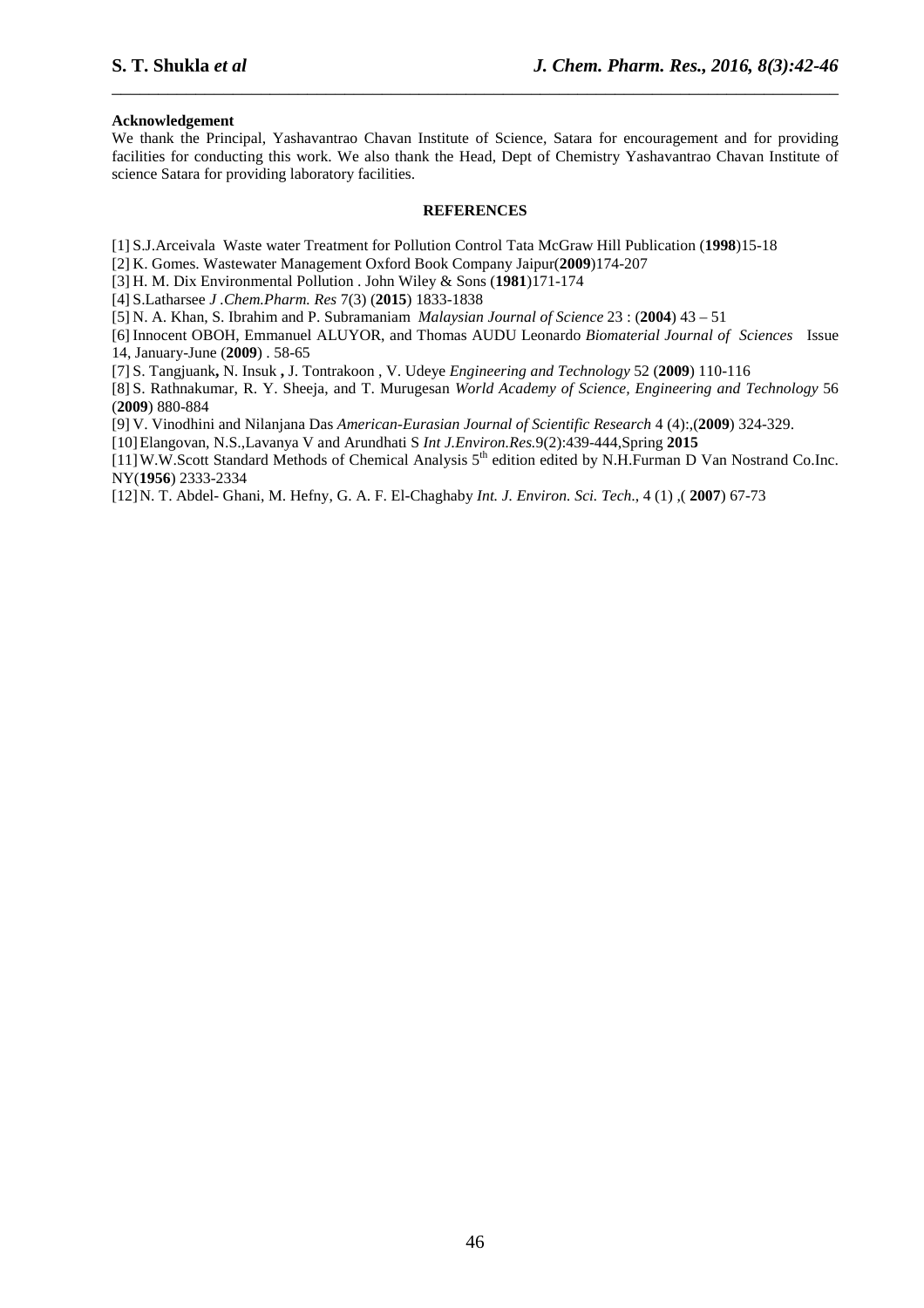**Acknowledgement**

We thank the Principal, Yashavantrao Chavan Institute of Science, Satara for encouragement and for providing facilities for conducting this work. We also thank the Head, Dept of Chemistry Yashavantrao Chavan Institute of science Satara for providing laboratory facilities.

## REFERENCES

[1] S.J.Arceivala Waste water Treatment for Pollution Control Tata McGraw Hill Publication (**1998**)15-18

[2] K. Gomes. Wastewater Management Oxford Book Company Jaipur(**2009**)174-207

[3] H. M. Dix Environmental Pollution . John Wiley & Sons (**1981**)171-174

[4] S.Latharsee *J .Chem.Pharm. Res* 7(3) (**2015**) 1833-1838

[5] N. A. Khan, S. Ibrahim and P. Subramaniam *Malaysian Journal of Science* 23 : (**2004**) 43 – 51

[6] Innocent OBOH, Emmanuel ALUYOR, and Thomas AUDU Leonardo *Biomaterial Journal of Sciences* Issue 14, January-June (**2009**) . 58-65

[7] S. Tangjuank**,** N. Insuk **,** J. Tontrakoon , V. Udeye *Engineering and Technology* 52 (**2009**) 110-116

[8] S. Rathnakumar, R. Y. Sheeja, and T. Murugesan *World Academy of Science, Engineering and Technology* 56 (**2009**) 880-884

[9] V. Vinodhini and Nilanjana Das *American-Eurasian Journal of Scientific Research* 4 (4):,(**2009**) 324-329.

[10] Elangovan, N.S.,Lavanya V and Arundhati S *Int J.Environ.Res.*9(2):439-444,Spring **2015**

[11] W.W.Scott Standard Methods of Chemical Analysis 5th edition edited by N.H.Furman D Van Nostrand Co.Inc. NY(**1956**) 2333-2334

[12] N. T. Abdel- Ghani, M. Hefny, G. A. F. El-Chaghaby *Int. J. Environ. Sci. Tech*., 4 (1) ,( **2007**) 67-73